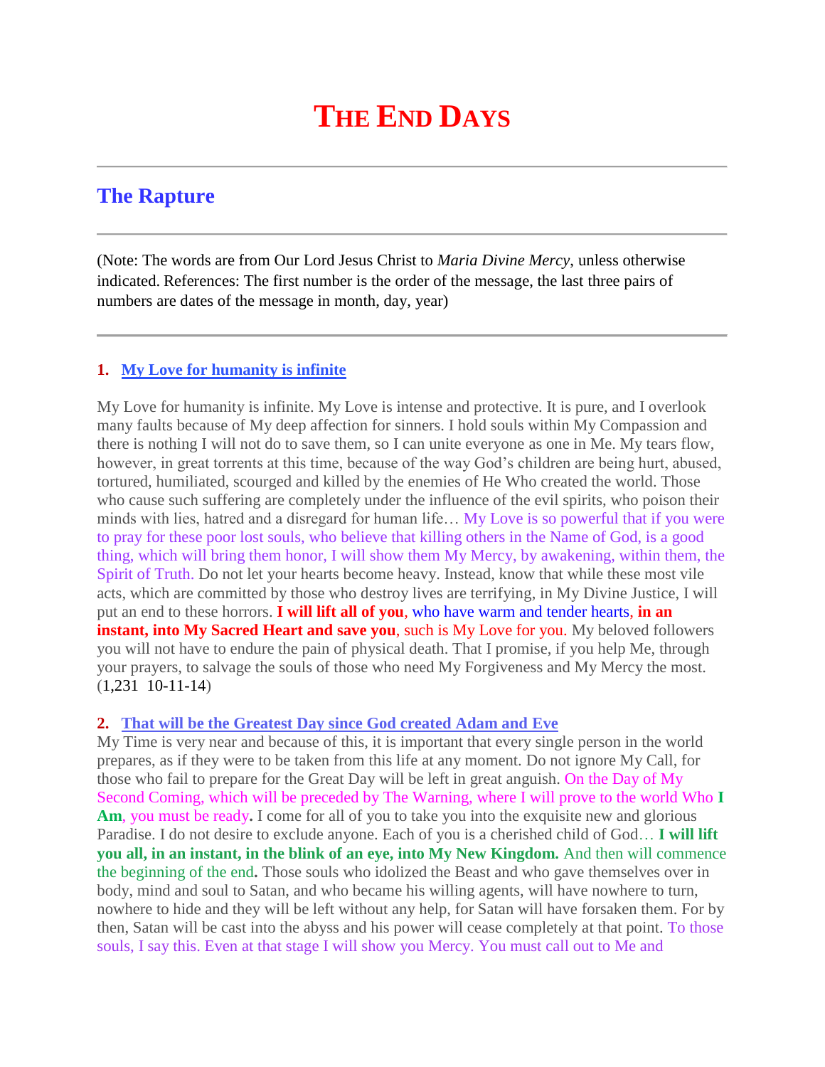# The End Days

## The Rapture

(Note: The words are from Our Lord Jesus Christ to *Maria Divine Mercy*, unless otherwise indicated. References: The first number is the order of the message, the last three pairs of numbers are dates of the message in month, day, year)

### 1. My Love for humanity is infinite

My Love for humanity is infinite. My Love is intense and protective. It is pure, and I overlook many faults because of My deep affection for sinners. I hold souls within My Compassion and there is nothing I will not do to save them, so I can unite everyone as one in Me. My tears flow, however, in great torrents at this time, because of the way God's children are being hurt, abused, tortured, humiliated, scourged and killed by the enemies of He Who created the world. Those who cause such suffering are completely under the influence of the evil spirits, who poison their minds with lies, hatred and a disregard for human life… My Love is so powerful that if you were to pray for these poor lost souls, who believe that killing others in the Name of God, is a good thing, which will bring them honor, I will show them My Mercy, by awakening, within them, the Spirit of Truth. Do not let your hearts become heavy. Instead, know that while these most vile acts, which are committed by those who destroy lives are terrifying, in My Divine Justice, I will put an end to these horrors. **I will lift all of you**, who have warm and tender hearts, **in an instant, into My Sacred Heart and save you**, such is My Love for you. My beloved followers you will not have to endure the pain of physical death. That I promise, if you help Me, through your prayers, to salvage the souls of those who need My Forgiveness and My Mercy the most. (1,231 10-11-14)

### 2. That will be the Greatest Day since God created Adam and Eve

My Time is very near and because of this, it is important that every single person in the world prepares, as if they were to be taken from this life at any moment. Do not ignore My Call, for those who fail to prepare for the Great Day will be left in great anguish. On the Day of My Second Coming, which will be preceded by The Warning, where I will prove to the world Who **I Am**, you must be ready**.** I come for all of you to take you into the exquisite new and glorious Paradise. I do not desire to exclude anyone. Each of you is a cherished child of God… **I will lift you all, in an instant, in the blink of an eye, into My New Kingdom.** And then will commence the beginning of the end**.** Those souls who idolized the Beast and who gave themselves over in body, mind and soul to Satan, and who became his willing agents, will have nowhere to turn, nowhere to hide and they will be left without any help, for Satan will have forsaken them. For by then, Satan will be cast into the abyss and his power will cease completely at that point. To those souls, I say this. Even at that stage I will show you Mercy. You must call out to Me and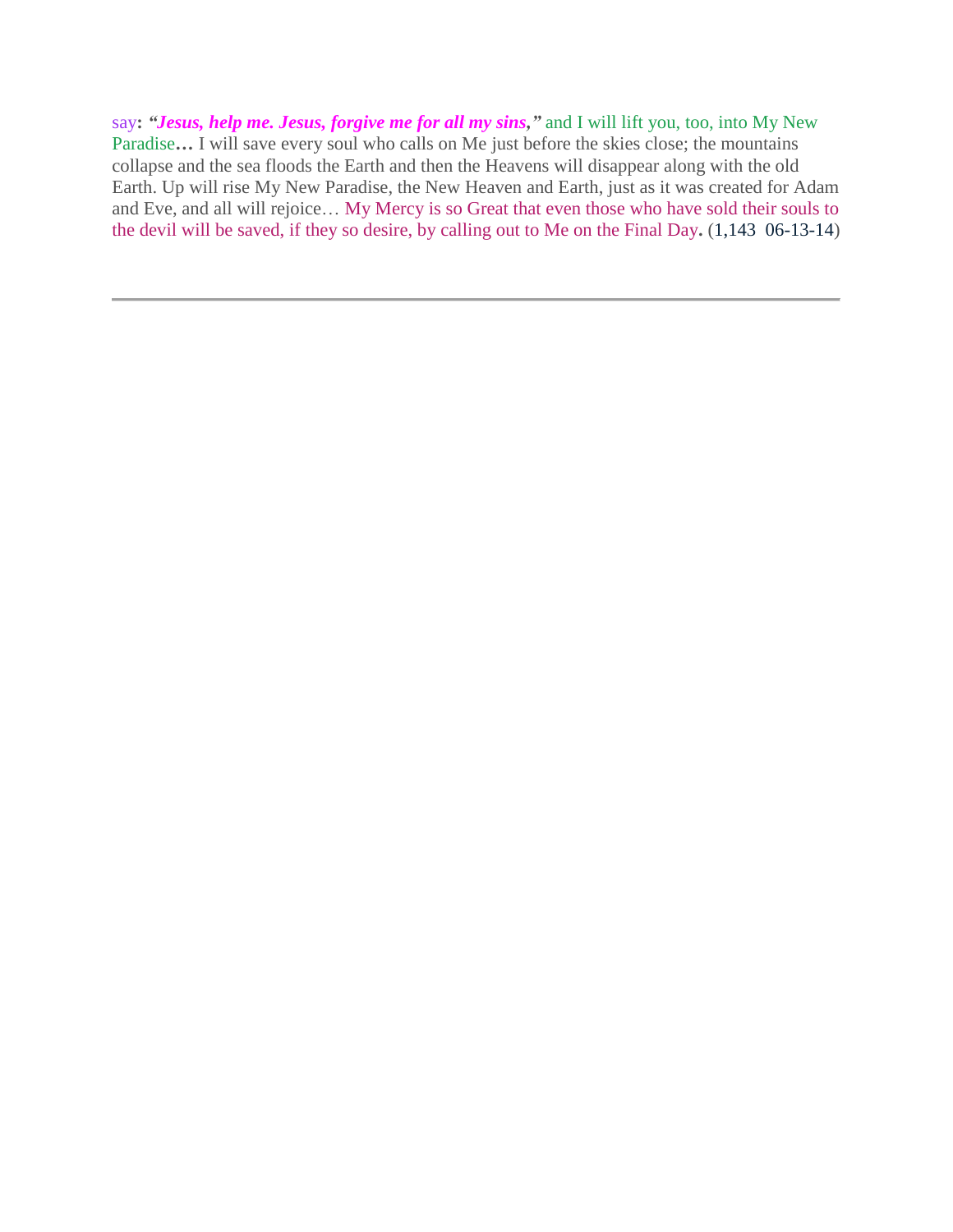say: ***"Jesus, help me. Jesus, forgive me for all my sins,"*** and I will lift you, too, into My New Paradise**…** I will save every soul who calls on Me just before the skies close; the mountains collapse and the sea floods the Earth and then the Heavens will disappear along with the old Earth. Up will rise My New Paradise, the New Heaven and Earth, just as it was created for Adam and Eve, and all will rejoice… My Mercy is so Great that even those who have sold their souls to the devil will be saved, if they so desire, by calling out to Me on the Final Day**.** (1,143  06-13-14)

---